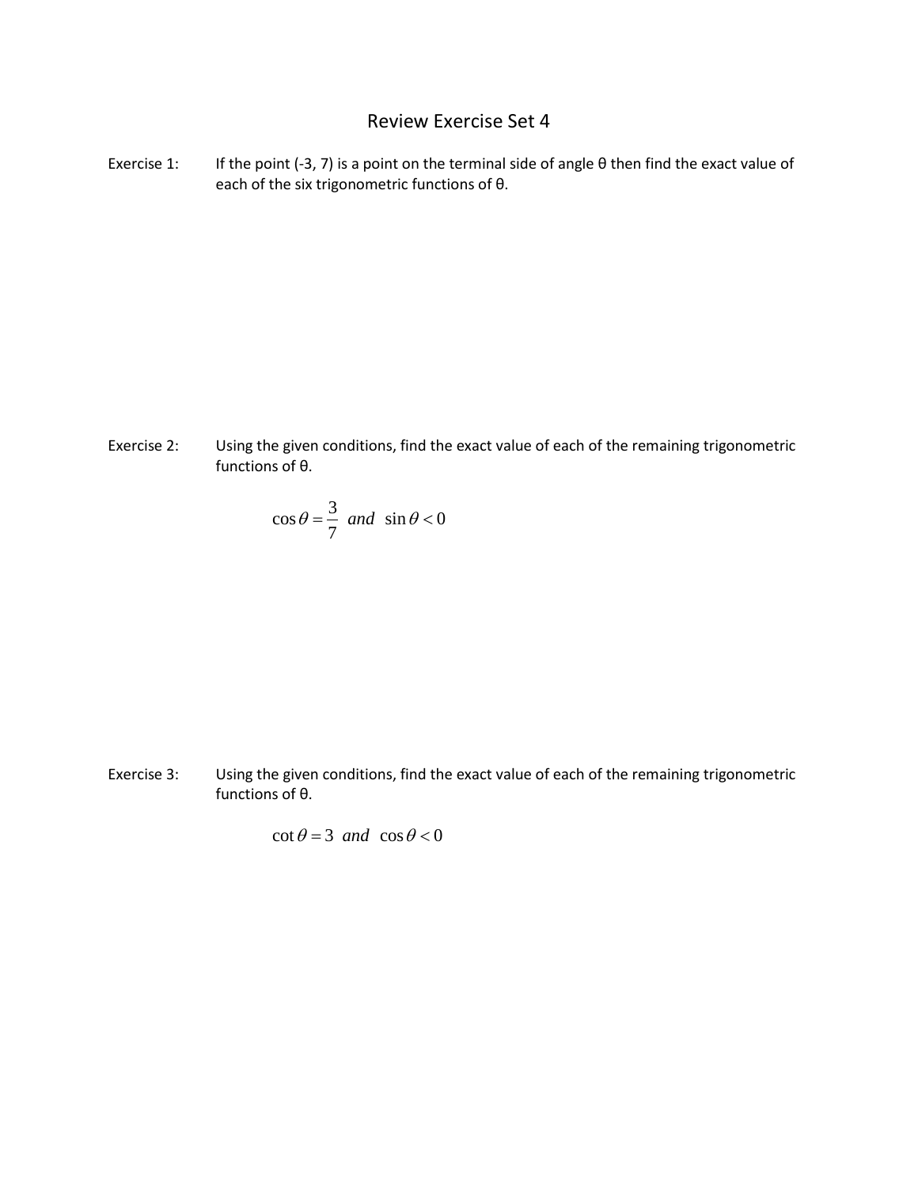# Review Exercise Set 4

Exercise 1: If the point (-3, 7) is a point on the terminal side of angle θ then find the exact value of each of the six trigonometric functions of θ.

Exercise 2: Using the given conditions, find the exact value of each of the remaining trigonometric functions of θ.

$$\cos\theta = \frac{3}{7} \;\; and \;\; \sin\theta < 0$$

Exercise 3: Using the given conditions, find the exact value of each of the remaining trigonometric functions of θ.

$$\cot\theta = 3 \;\; and \;\; \cos\theta < 0$$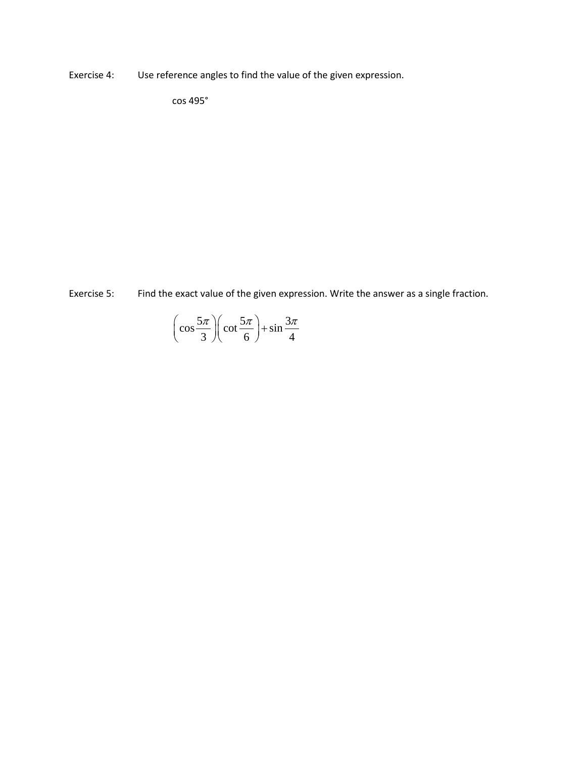Exercise 4: Use reference angles to find the value of the given expression.

$\cos 495°$

Exercise 5: Find the exact value of the given expression. Write the answer as a single fraction.

$$\left(\cos\frac{5\pi}{3}\right)\left(\cot\frac{5\pi}{6}\right)+\sin\frac{3\pi}{4}$$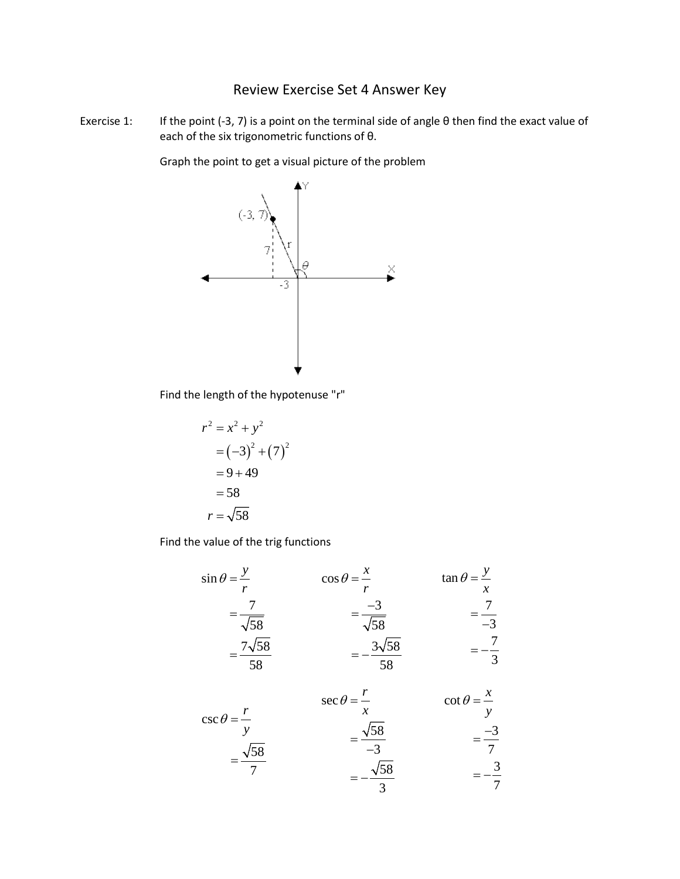# Review Exercise Set 4 Answer Key

Exercise 1: If the point (-3, 7) is a point on the terminal side of angle θ then find the exact value of each of the six trigonometric functions of θ.

Graph the point to get a visual picture of the problem

Find the length of the hypotenuse "r"

$$
\begin{aligned}
r^2 &= x^2 + y^2 \\
&= (-3)^2 + (7)^2 \\
&= 9 + 49 \\
&= 58 \\
r &= \sqrt{58}
\end{aligned}
$$

Find the value of the trig functions

$$
\sin\theta = \frac{y}{r} = \frac{7}{\sqrt{58}} = \frac{7\sqrt{58}}{58}
$$

$$
\cos\theta = \frac{x}{r} = \frac{-3}{\sqrt{58}} = -\frac{3\sqrt{58}}{58}
$$

$$
\tan\theta = \frac{y}{x} = \frac{7}{-3} = -\frac{7}{3}
$$

$$
\csc\theta = \frac{r}{y} = \frac{\sqrt{58}}{7}
$$

$$
\sec\theta = \frac{r}{x} = \frac{\sqrt{58}}{-3} = -\frac{\sqrt{58}}{3}
$$

$$
\cot\theta = \frac{x}{y} = \frac{-3}{7} = -\frac{3}{7}
$$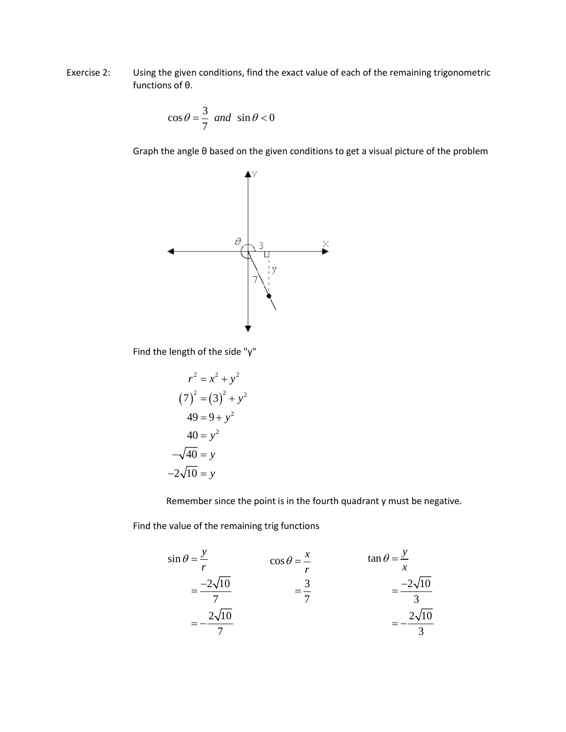Exercise 2: Using the given conditions, find the exact value of each of the remaining trigonometric functions of θ.

$$\cos\theta = \frac{3}{7} \ \ and \ \ \sin\theta < 0$$

Graph the angle θ based on the given conditions to get a visual picture of the problem

Find the length of the side "y"

$$r^2 = x^2 + y^2$$
$$(7)^2 = (3)^2 + y^2$$
$$49 = 9 + y^2$$
$$40 = y^2$$
$$-\sqrt{40} = y$$
$$-2\sqrt{10} = y$$

Remember since the point is in the fourth quadrant y must be negative.

Find the value of the remaining trig functions

$$\sin\theta = \frac{y}{r} = \frac{-2\sqrt{10}}{7} = -\frac{2\sqrt{10}}{7}$$

$$\cos\theta = \frac{x}{r} = \frac{3}{7}$$

$$\tan\theta = \frac{y}{x} = \frac{-2\sqrt{10}}{3} = -\frac{2\sqrt{10}}{3}$$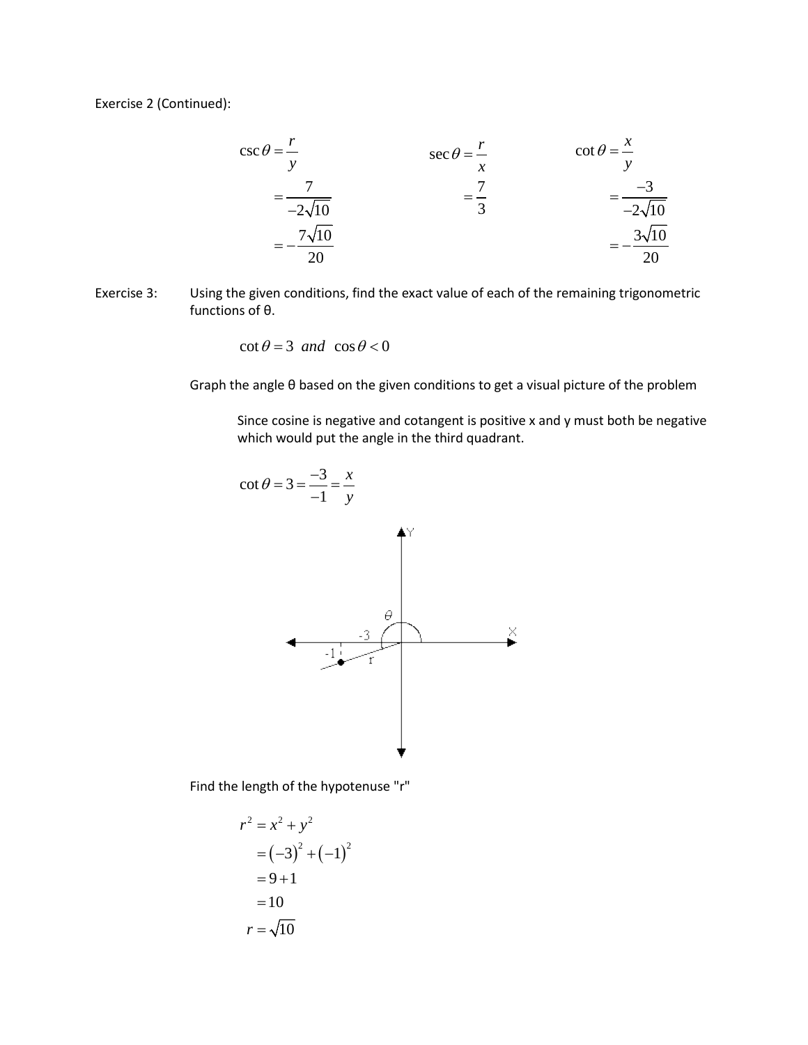Exercise 2 (Continued):

$$\csc\theta = \frac{r}{y} = \frac{7}{-2\sqrt{10}} = -\frac{7\sqrt{10}}{20}$$

$$\sec\theta = \frac{r}{x} = \frac{7}{3}$$

$$\cot\theta = \frac{x}{y} = \frac{-3}{-2\sqrt{10}} = -\frac{3\sqrt{10}}{20}$$

Exercise 3: Using the given conditions, find the exact value of each of the remaining trigonometric functions of θ.

$$\cot\theta = 3 \;\; and \;\; \cos\theta < 0$$

Graph the angle θ based on the given conditions to get a visual picture of the problem

Since cosine is negative and cotangent is positive x and y must both be negative which would put the angle in the third quadrant.

$$\cot\theta = 3 = \frac{-3}{-1} = \frac{x}{y}$$

Find the length of the hypotenuse "r"

$$\begin{aligned} r^2 &= x^2 + y^2 \\ &= (-3)^2 + (-1)^2 \\ &= 9 + 1 \\ &= 10 \\ r &= \sqrt{10} \end{aligned}$$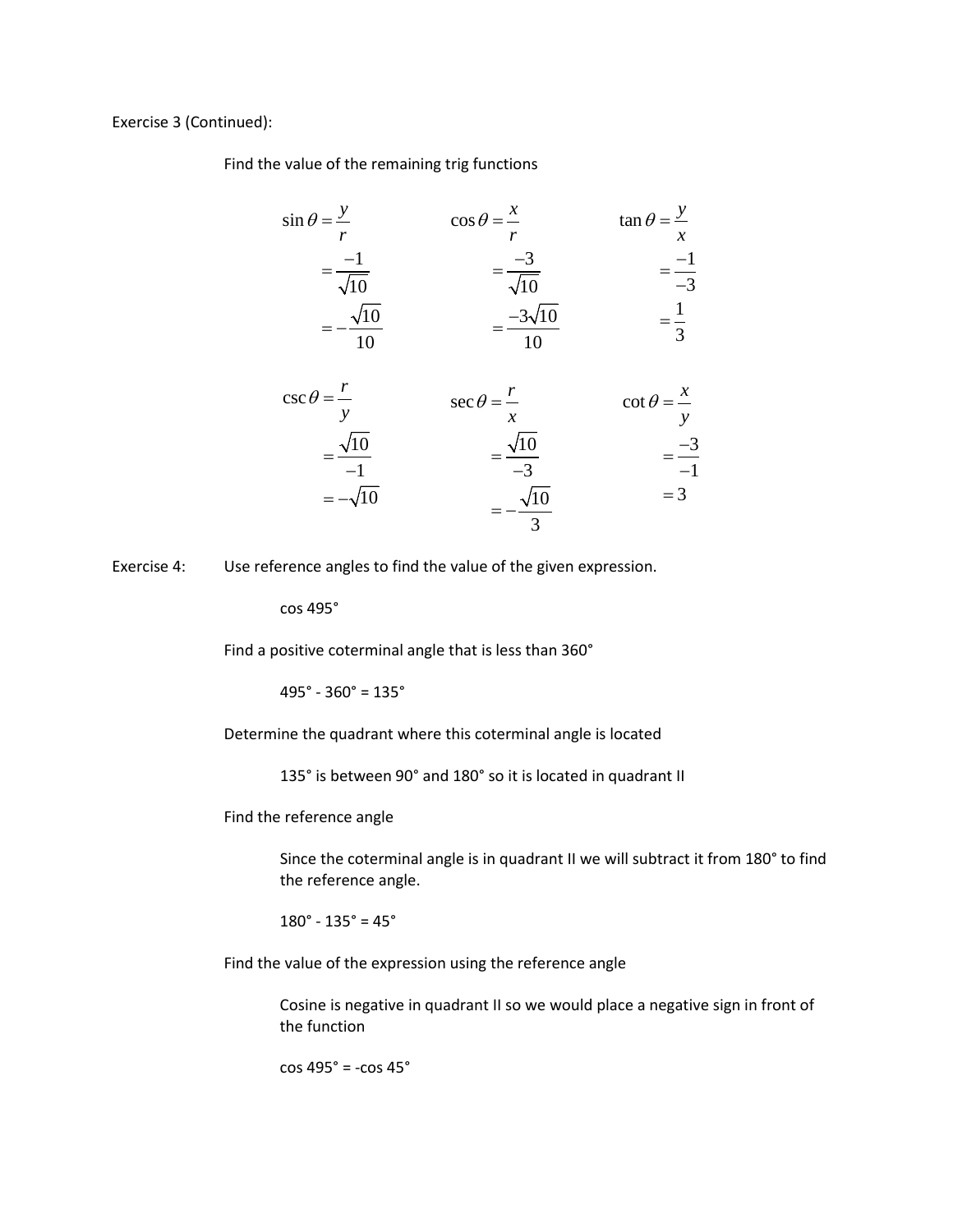Exercise 3 (Continued):

Find the value of the remaining trig functions

$$\sin\theta = \frac{y}{r} = \frac{-1}{\sqrt{10}} = -\frac{\sqrt{10}}{10}$$

$$\cos\theta = \frac{x}{r} = \frac{-3}{\sqrt{10}} = \frac{-3\sqrt{10}}{10}$$

$$\tan\theta = \frac{y}{x} = \frac{-1}{-3} = \frac{1}{3}$$

$$\csc\theta = \frac{r}{y} = \frac{\sqrt{10}}{-1} = -\sqrt{10}$$

$$\sec\theta = \frac{r}{x} = \frac{\sqrt{10}}{-3} = -\frac{\sqrt{10}}{3}$$

$$\cot\theta = \frac{x}{y} = \frac{-3}{-1} = 3$$

Exercise 4: Use reference angles to find the value of the given expression.

cos 495°

Find a positive coterminal angle that is less than 360°

495° - 360° = 135°

Determine the quadrant where this coterminal angle is located

135° is between 90° and 180° so it is located in quadrant II

Find the reference angle

Since the coterminal angle is in quadrant II we will subtract it from 180° to find the reference angle.

180° - 135° = 45°

Find the value of the expression using the reference angle

Cosine is negative in quadrant II so we would place a negative sign in front of the function

cos 495° = -cos 45°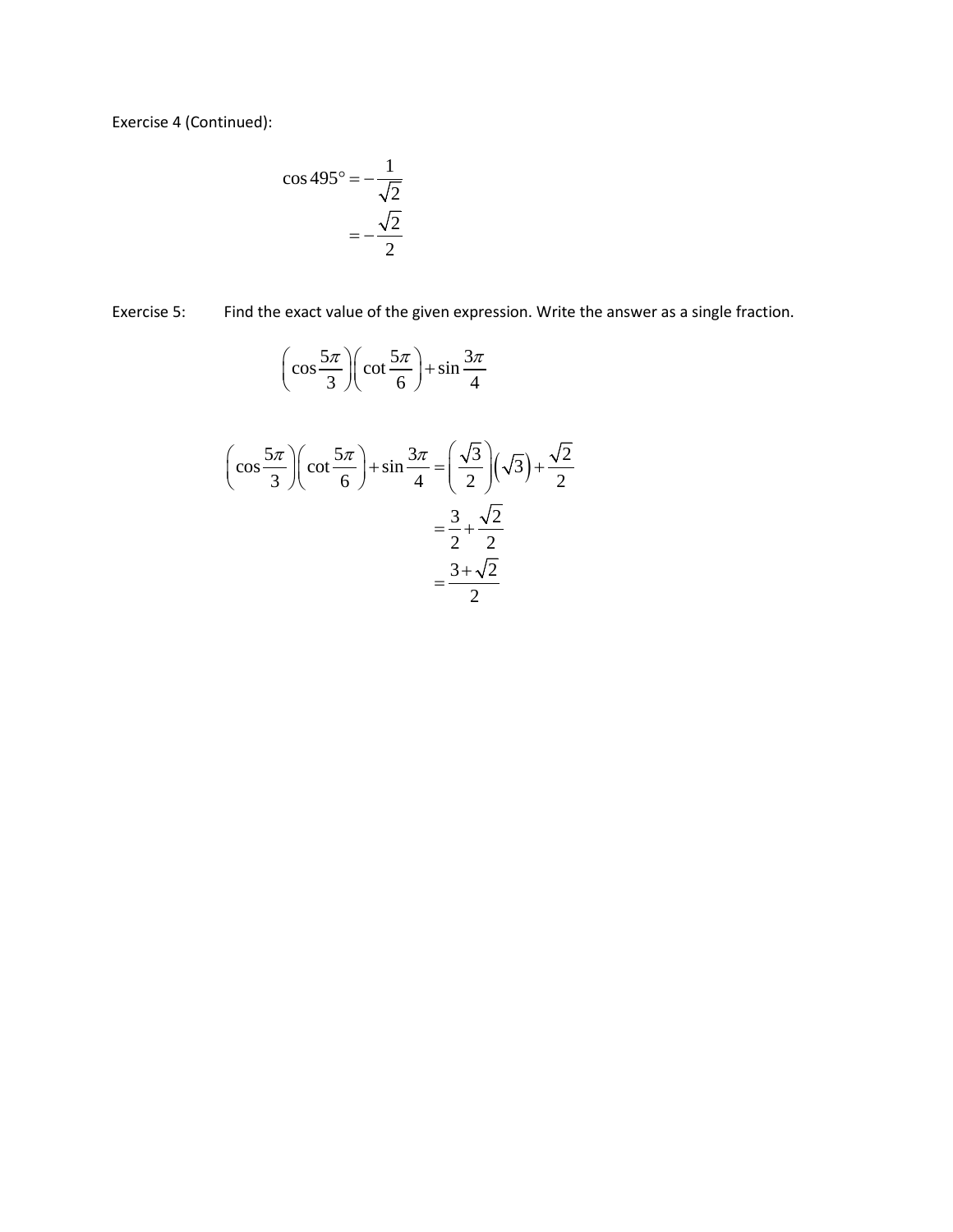Exercise 4 (Continued):

$$
\begin{aligned}
\cos 495^\circ &= -\frac{1}{\sqrt{2}} \\
&= -\frac{\sqrt{2}}{2}
\end{aligned}
$$

Exercise 5: Find the exact value of the given expression. Write the answer as a single fraction.

$$\left(\cos\frac{5\pi}{3}\right)\left(\cot\frac{5\pi}{6}\right)+\sin\frac{3\pi}{4}$$

$$
\begin{aligned}
\left(\cos\frac{5\pi}{3}\right)\left(\cot\frac{5\pi}{6}\right)+\sin\frac{3\pi}{4} &= \left(\frac{\sqrt{3}}{2}\right)\left(\sqrt{3}\right)+\frac{\sqrt{2}}{2} \\
&= \frac{3}{2}+\frac{\sqrt{2}}{2} \\
&= \frac{3+\sqrt{2}}{2}
\end{aligned}
$$